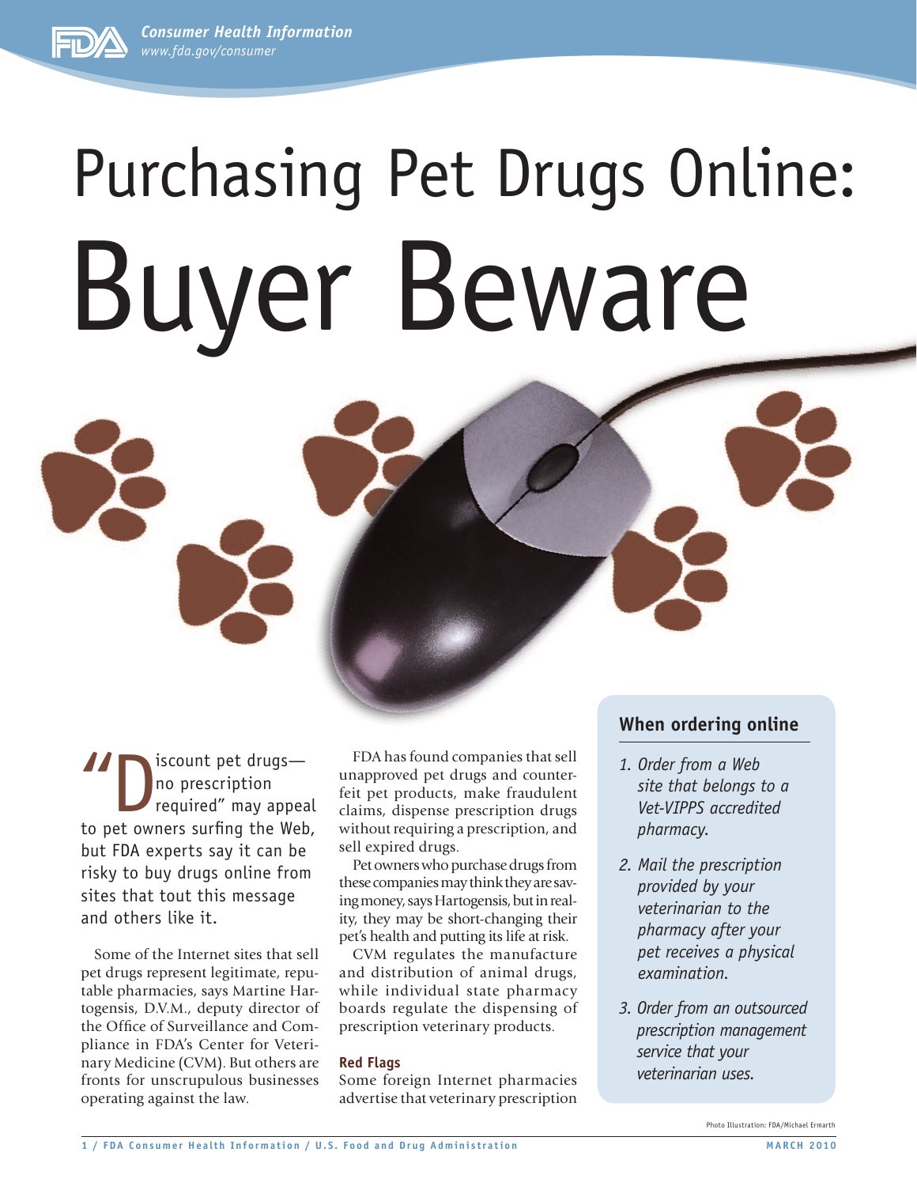# Purchasing Pet Drugs Online: Buyer Beware

"Discount pet drugs—no prescription required" may appeal to pet owners surfing the Web, but FDA experts say it can be risky to buy drugs online from sites that tout this message and others like it.

Some of the Internet sites that sell pet drugs represent legitimate, reputable pharmacies, says Martine Hartogensis, D.V.M., deputy director of the Office of Surveillance and Compliance in FDA's Center for Veterinary Medicine (CVM). But others are fronts for unscrupulous businesses operating against the law.

FDA has found companies that sell unapproved pet drugs and counterfeit pet products, make fraudulent claims, dispense prescription drugs without requiring a prescription, and sell expired drugs.

Pet owners who purchase drugs from these companies may think they are saving money, says Hartogensis, but in reality, they may be short-changing their pet's health and putting its life at risk.

CVM regulates the manufacture and distribution of animal drugs, while individual state pharmacy boards regulate the dispensing of prescription veterinary products.

### Red Flags

Some foreign Internet pharmacies advertise that veterinary prescription

### When ordering online

1. *Order from a Web site that belongs to a Vet-VIPPS accredited pharmacy.*
2. *Mail the prescription provided by your veterinarian to the pharmacy after your pet receives a physical examination.*
3. *Order from an outsourced prescription management service that your veterinarian uses.*

Photo Illustration: FDA/Michael Ermarth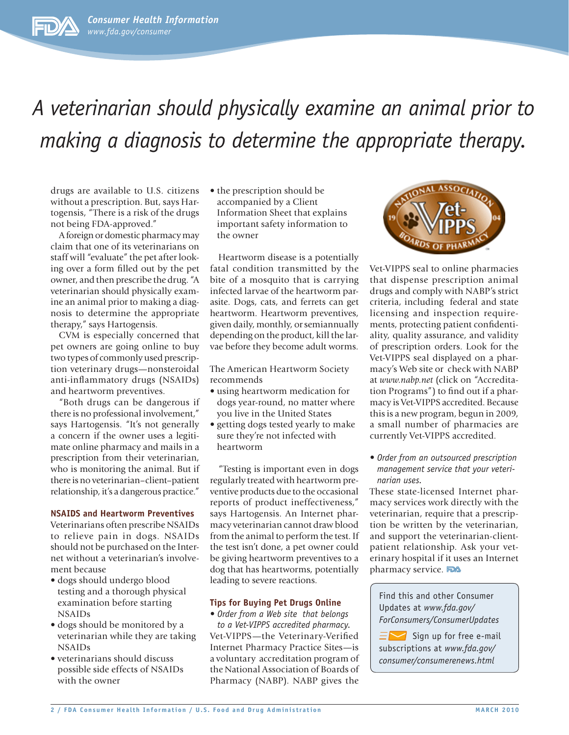*A veterinarian should physically examine an animal prior to making a diagnosis to determine the appropriate therapy.*

drugs are available to U.S. citizens without a prescription. But, says Hartogensis, "There is a risk of the drugs not being FDA-approved."

A foreign or domestic pharmacy may claim that one of its veterinarians on staff will "evaluate" the pet after looking over a form filled out by the pet owner, and then prescribe the drug. "A veterinarian should physically examine an animal prior to making a diagnosis to determine the appropriate therapy," says Hartogensis.

CVM is especially concerned that pet owners are going online to buy two types of commonly used prescription veterinary drugs—nonsteroidal anti-inflammatory drugs (NSAIDs) and heartworm preventives.

"Both drugs can be dangerous if there is no professional involvement," says Hartogensis. "It's not generally a concern if the owner uses a legitimate online pharmacy and mails in a prescription from their veterinarian, who is monitoring the animal. But if there is no veterinarian–client–patient relationship, it's a dangerous practice."

### NSAIDS and Heartworm Preventives

Veterinarians often prescribe NSAIDs to relieve pain in dogs. NSAIDs should not be purchased on the Internet without a veterinarian's involvement because

- dogs should undergo blood testing and a thorough physical examination before starting NSAIDs
- dogs should be monitored by a veterinarian while they are taking NSAIDs
- veterinarians should discuss possible side effects of NSAIDs with the owner
- the prescription should be accompanied by a Client Information Sheet that explains important safety information to the owner

Heartworm disease is a potentially fatal condition transmitted by the bite of a mosquito that is carrying infected larvae of the heartworm parasite. Dogs, cats, and ferrets can get heartworm. Heartworm preventives, given daily, monthly, or semiannually depending on the product, kill the larvae before they become adult worms.

The American Heartworm Society recommends

- using heartworm medication for dogs year-round, no matter where you live in the United States
- getting dogs tested yearly to make sure they're not infected with heartworm

"Testing is important even in dogs regularly treated with heartworm preventive products due to the occasional reports of product ineffectiveness," says Hartogensis. An Internet pharmacy veterinarian cannot draw blood from the animal to perform the test. If the test isn't done, a pet owner could be giving heartworm preventives to a dog that has heartworms, potentially leading to severe reactions.

### Tips for Buying Pet Drugs Online

- *Order from a Web site that belongs to a Vet-VIPPS accredited pharmacy.*

Vet-VIPPS—the Veterinary-Verified Internet Pharmacy Practice Sites—is a voluntary accreditation program of the National Association of Boards of Pharmacy (NABP). NABP gives the Vet-VIPPS seal to online pharmacies that dispense prescription animal drugs and comply with NABP's strict criteria, including federal and state licensing and inspection requirements, protecting patient confidentiality, quality assurance, and validity of prescription orders. Look for the Vet-VIPPS seal displayed on a pharmacy's Web site or check with NABP at *www.nabp.net* (click on "Accreditation Programs") to find out if a pharmacy is Vet-VIPPS accredited. Because this is a new program, begun in 2009, a small number of pharmacies are currently Vet-VIPPS accredited.

- *Order from an outsourced prescription management service that your veterinarian uses.*

These state-licensed Internet pharmacy services work directly with the veterinarian, require that a prescription be written by the veterinarian, and support the veterinarian-client-patient relationship. Ask your veterinary hospital if it uses an Internet pharmacy service.

Find this and other Consumer Updates at *www.fda.gov/ForConsumers/ConsumerUpdates*

Sign up for free e-mail subscriptions at *www.fda.gov/consumer/consumerenews.html*